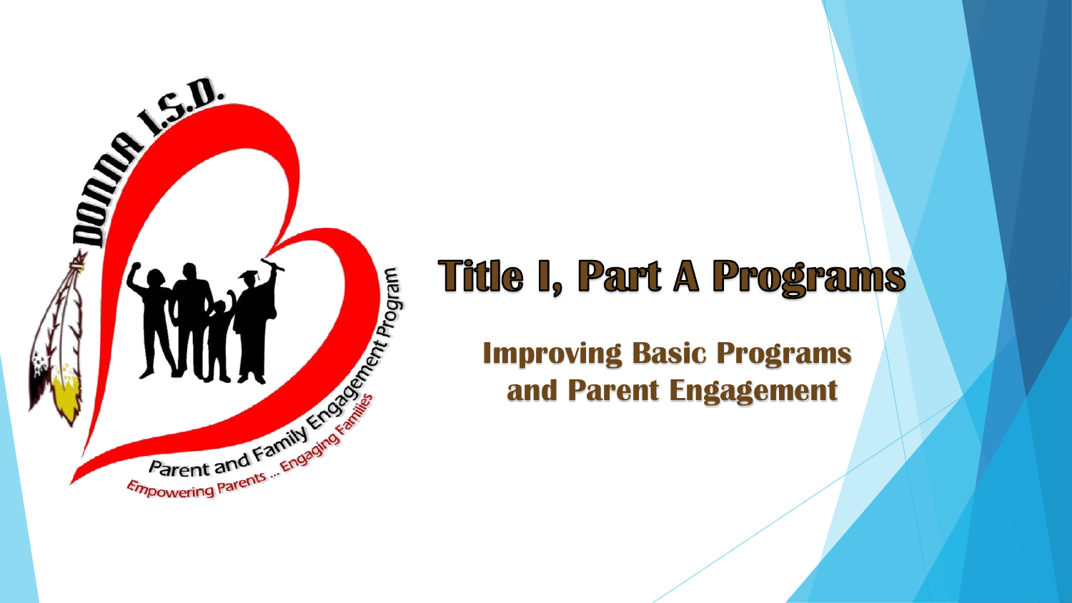# Title I, Part A Programs

## Improving Basic Programs and Parent Engagement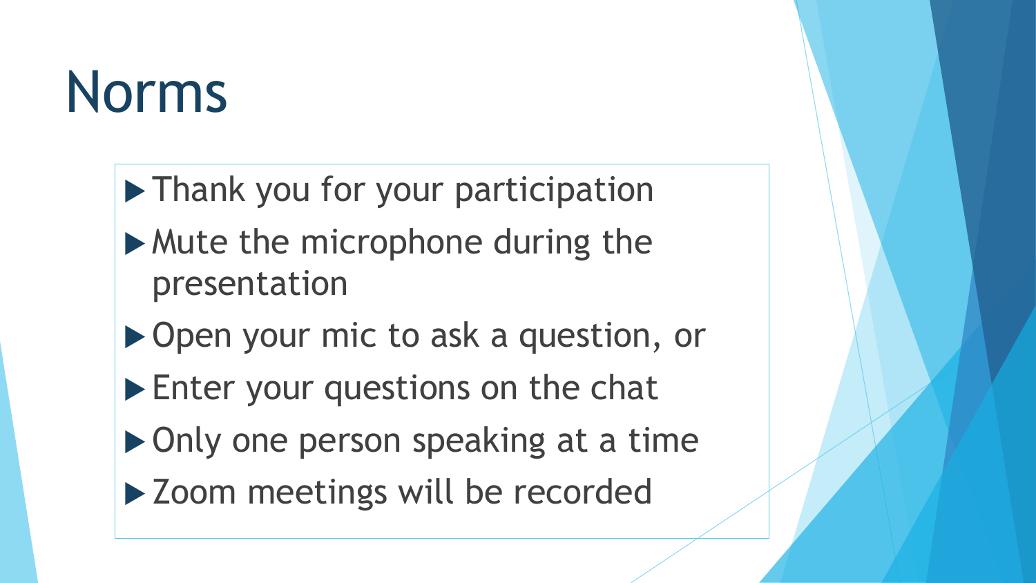# Norms

- Thank you for your participation
- Mute the microphone during the presentation
- Open your mic to ask a question, or
- Enter your questions on the chat
- Only one person speaking at a time
- Zoom meetings will be recorded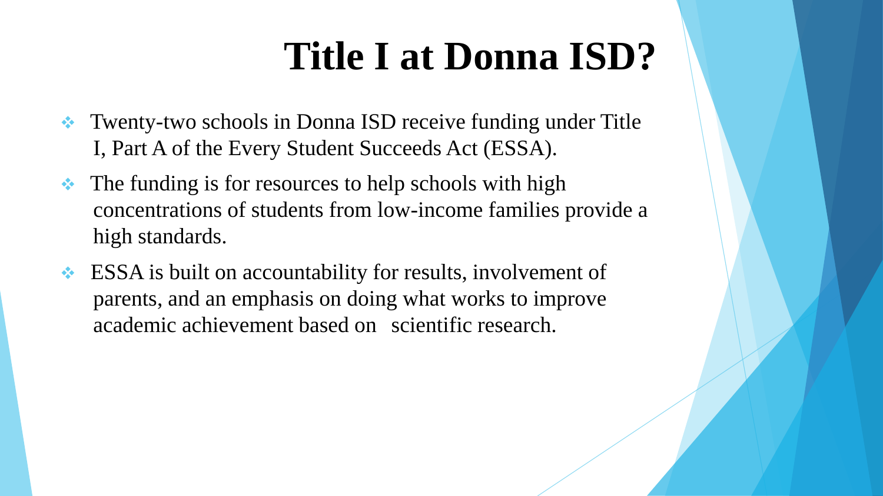# Title I at Donna ISD?

- Twenty-two schools in Donna ISD receive funding under Title I, Part A of the Every Student Succeeds Act (ESSA).
- The funding is for resources to help schools with high concentrations of students from low-income families provide a high standards.
- ESSA is built on accountability for results, involvement of parents, and an emphasis on doing what works to improve academic achievement based on scientific research.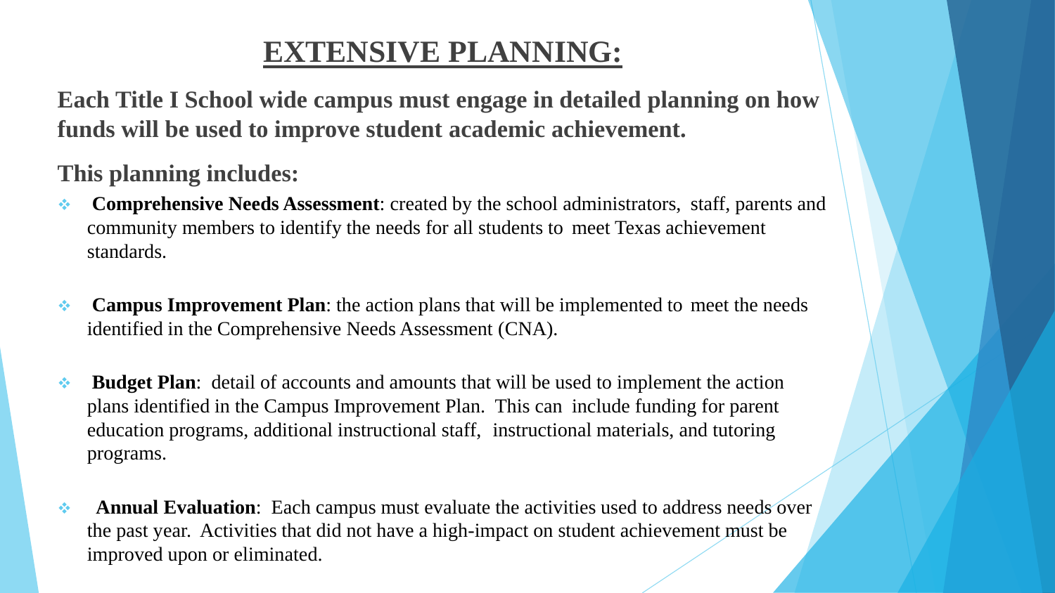# EXTENSIVE PLANNING:

**Each Title I School wide campus must engage in detailed planning on how funds will be used to improve student academic achievement.**

**This planning includes:**

- **Comprehensive Needs Assessment**: created by the school administrators, staff, parents and community members to identify the needs for all students to meet Texas achievement standards.

- **Campus Improvement Plan**: the action plans that will be implemented to meet the needs identified in the Comprehensive Needs Assessment (CNA).

- **Budget Plan**: detail of accounts and amounts that will be used to implement the action plans identified in the Campus Improvement Plan. This can include funding for parent education programs, additional instructional staff, instructional materials, and tutoring programs.

- **Annual Evaluation**: Each campus must evaluate the activities used to address needs over the past year. Activities that did not have a high-impact on student achievement must be improved upon or eliminated.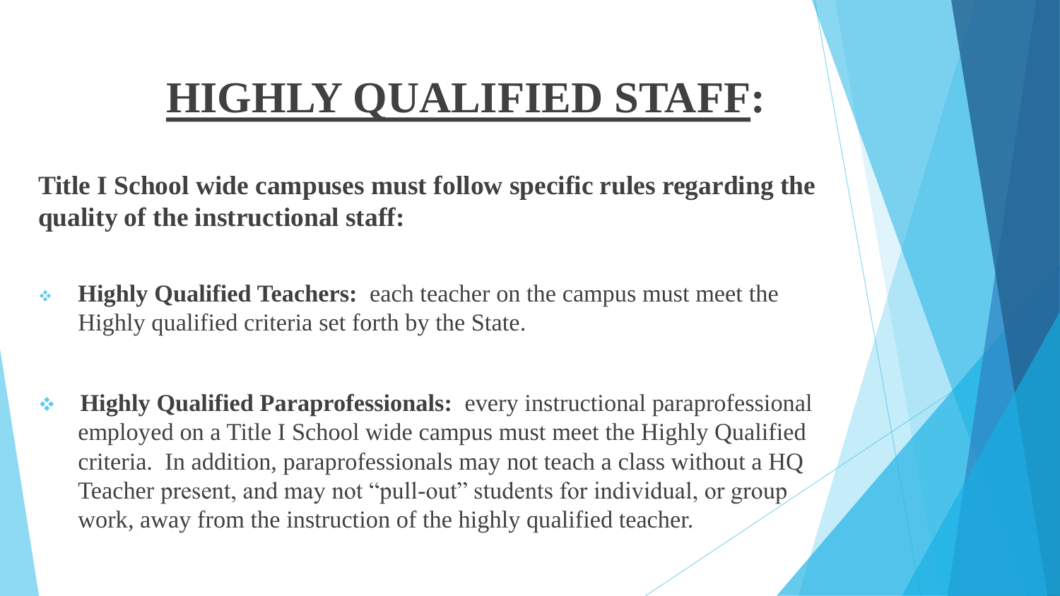# HIGHLY QUALIFIED STAFF:

**Title I School wide campuses must follow specific rules regarding the quality of the instructional staff:**

- **Highly Qualified Teachers:** each teacher on the campus must meet the Highly qualified criteria set forth by the State.

- **Highly Qualified Paraprofessionals:** every instructional paraprofessional employed on a Title I School wide campus must meet the Highly Qualified criteria. In addition, paraprofessionals may not teach a class without a HQ Teacher present, and may not "pull-out" students for individual, or group work, away from the instruction of the highly qualified teacher.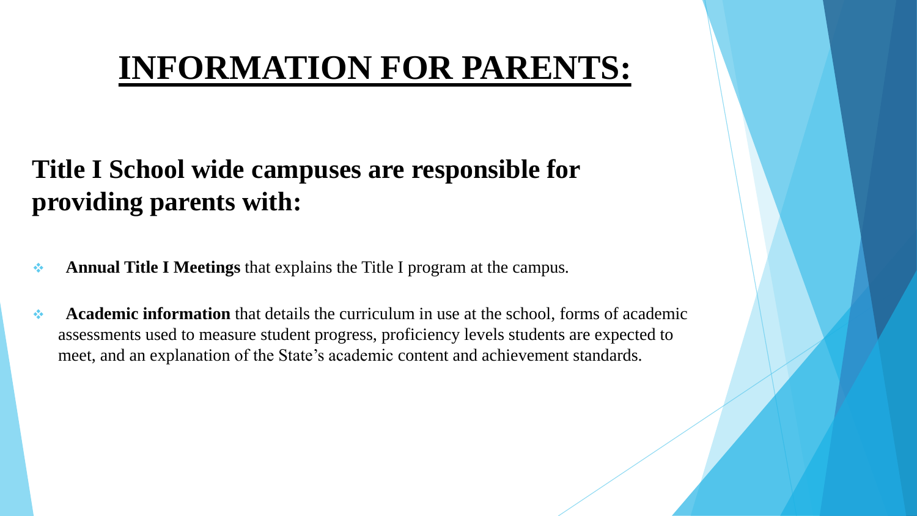# INFORMATION FOR PARENTS:

## Title I School wide campuses are responsible for providing parents with:

- **Annual Title I Meetings** that explains the Title I program at the campus.
- **Academic information** that details the curriculum in use at the school, forms of academic assessments used to measure student progress, proficiency levels students are expected to meet, and an explanation of the State's academic content and achievement standards.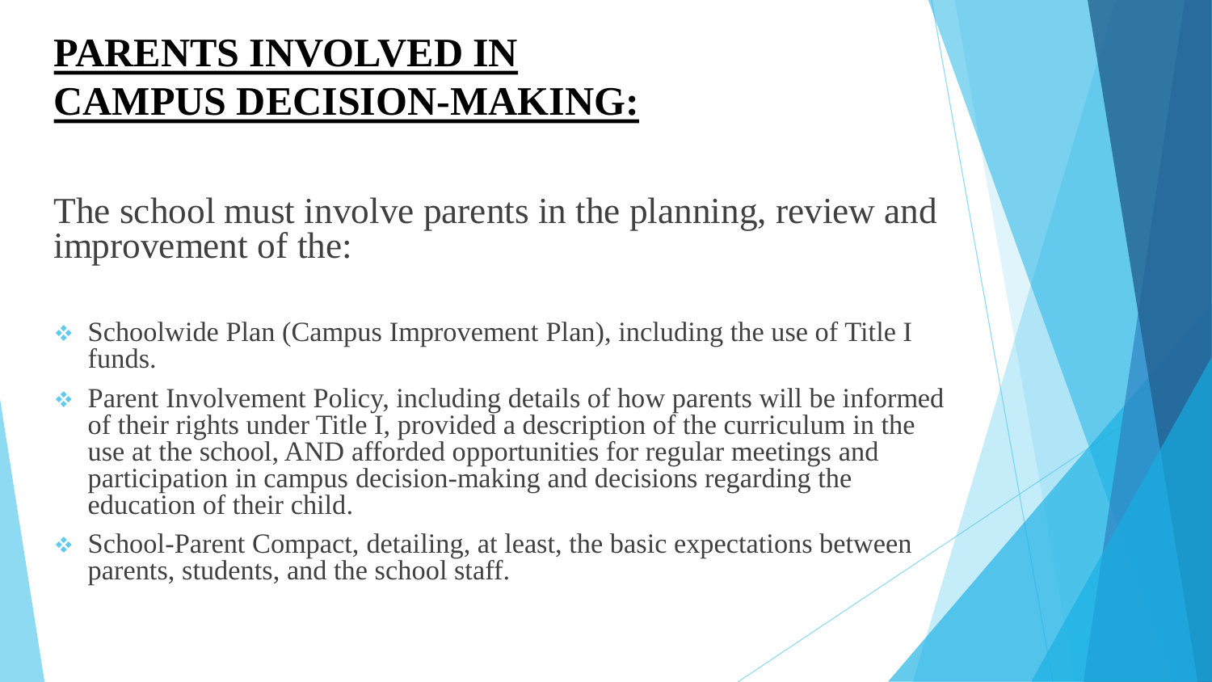# PARENTS INVOLVED IN CAMPUS DECISION-MAKING:

The school must involve parents in the planning, review and improvement of the:

- Schoolwide Plan (Campus Improvement Plan), including the use of Title I funds.
- Parent Involvement Policy, including details of how parents will be informed of their rights under Title I, provided a description of the curriculum in the use at the school, AND afforded opportunities for regular meetings and participation in campus decision-making and decisions regarding the education of their child.
- School-Parent Compact, detailing, at least, the basic expectations between parents, students, and the school staff.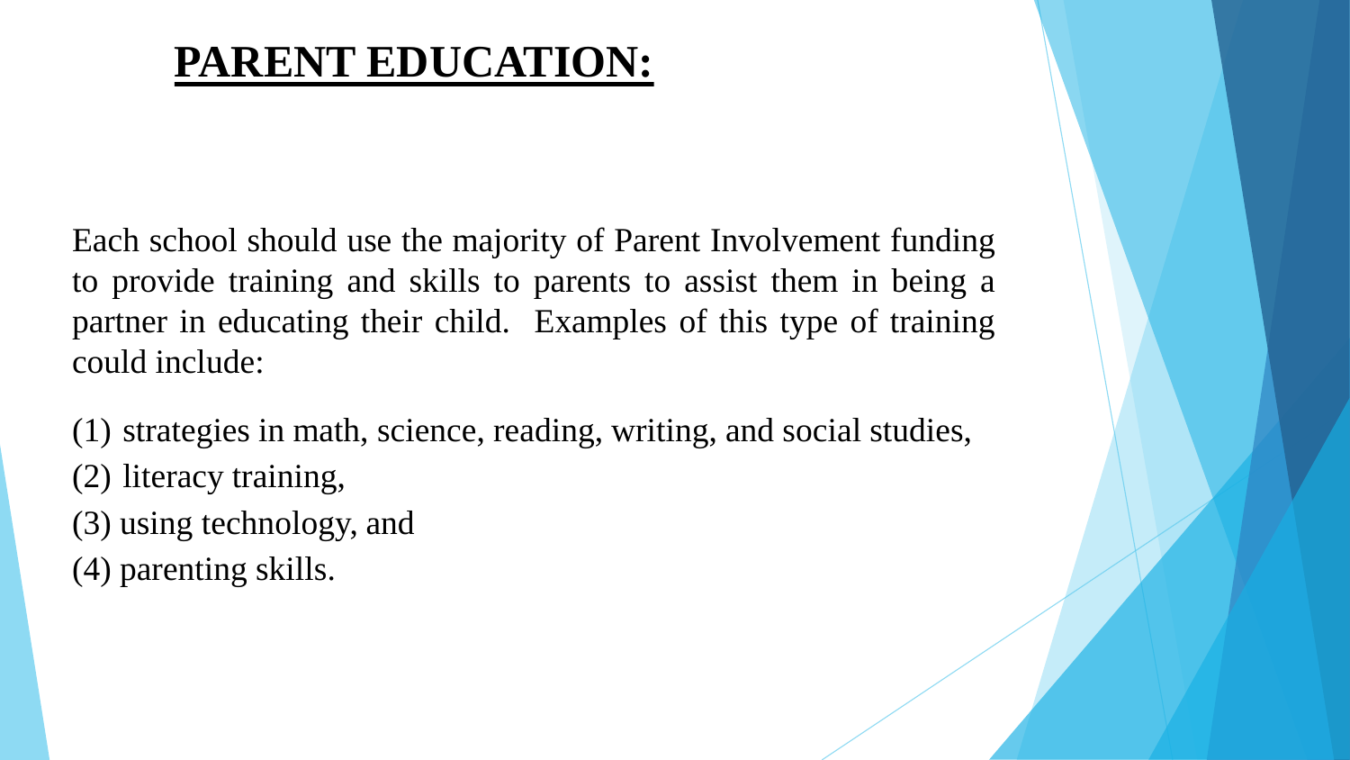# PARENT EDUCATION:

Each school should use the majority of Parent Involvement funding to provide training and skills to parents to assist them in being a partner in educating their child. Examples of this type of training could include:

(1) strategies in math, science, reading, writing, and social studies,
(2) literacy training,
(3) using technology, and
(4) parenting skills.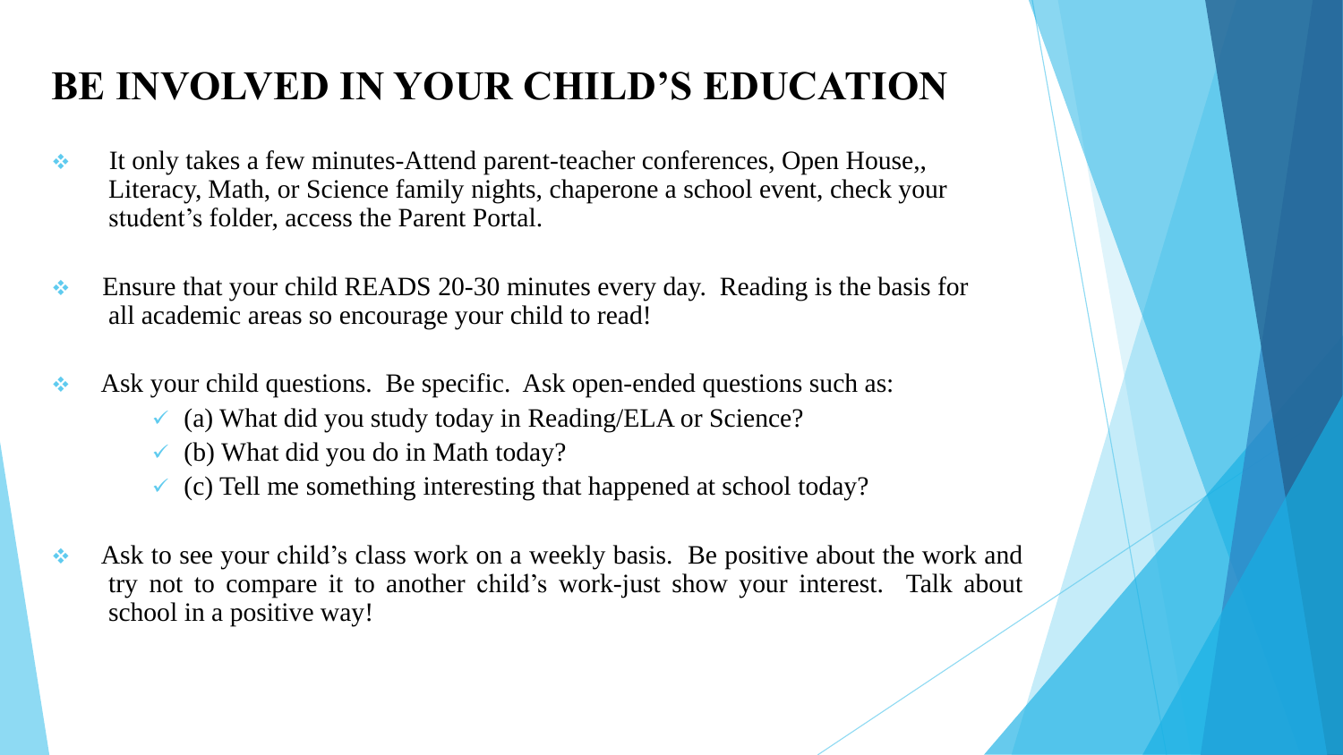# BE INVOLVED IN YOUR CHILD'S EDUCATION

- It only takes a few minutes-Attend parent-teacher conferences, Open House,, Literacy, Math, or Science family nights, chaperone a school event, check your student's folder, access the Parent Portal.

- Ensure that your child READS 20-30 minutes every day. Reading is the basis for all academic areas so encourage your child to read!

- Ask your child questions. Be specific. Ask open-ended questions such as:
  - (a) What did you study today in Reading/ELA or Science?
  - (b) What did you do in Math today?
  - (c) Tell me something interesting that happened at school today?

- Ask to see your child's class work on a weekly basis. Be positive about the work and try not to compare it to another child's work-just show your interest. Talk about school in a positive way!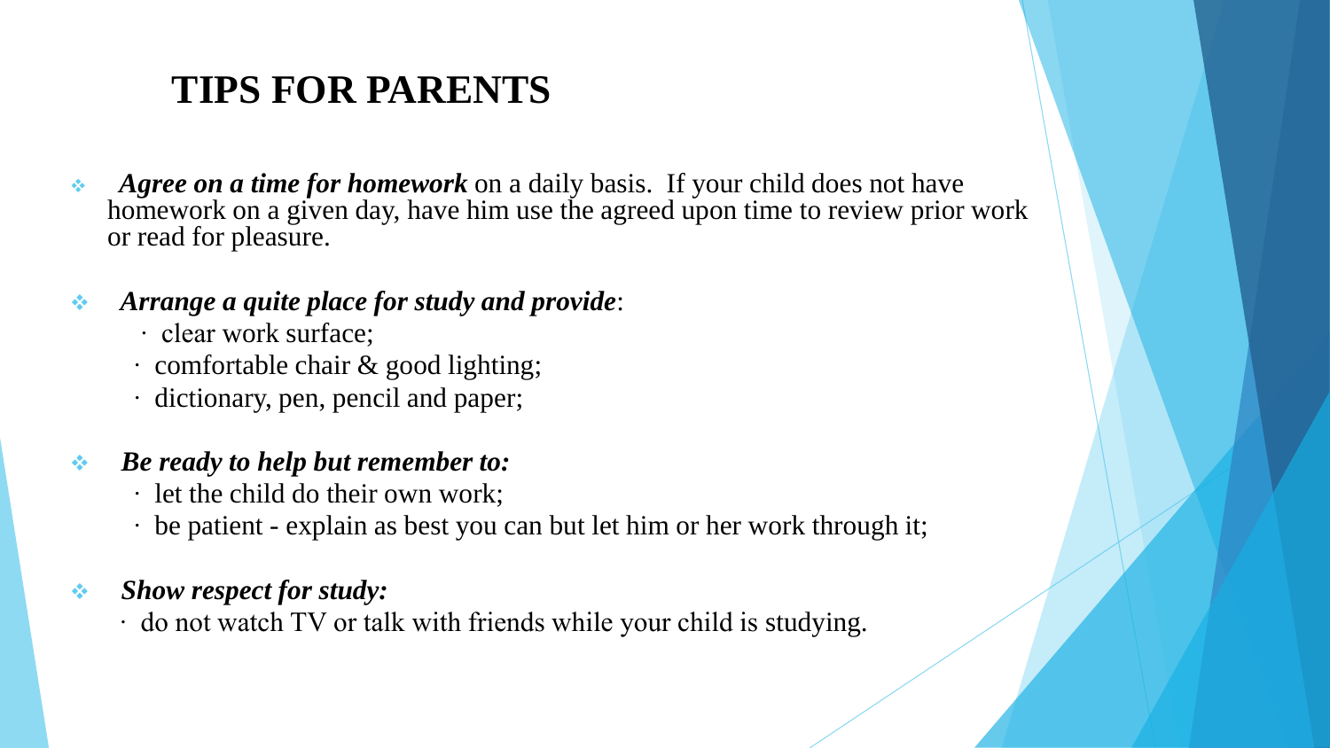# TIPS FOR PARENTS

- ***Agree on a time for homework*** on a daily basis. If your child does not have homework on a given day, have him use the agreed upon time to review prior work or read for pleasure.

- ***Arrange a quite place for study and provide***:
  - clear work surface;
  - comfortable chair & good lighting;
  - dictionary, pen, pencil and paper;

- ***Be ready to help but remember to:***
  - let the child do their own work;
  - be patient - explain as best you can but let him or her work through it;

- ***Show respect for study:***
  - do not watch TV or talk with friends while your child is studying.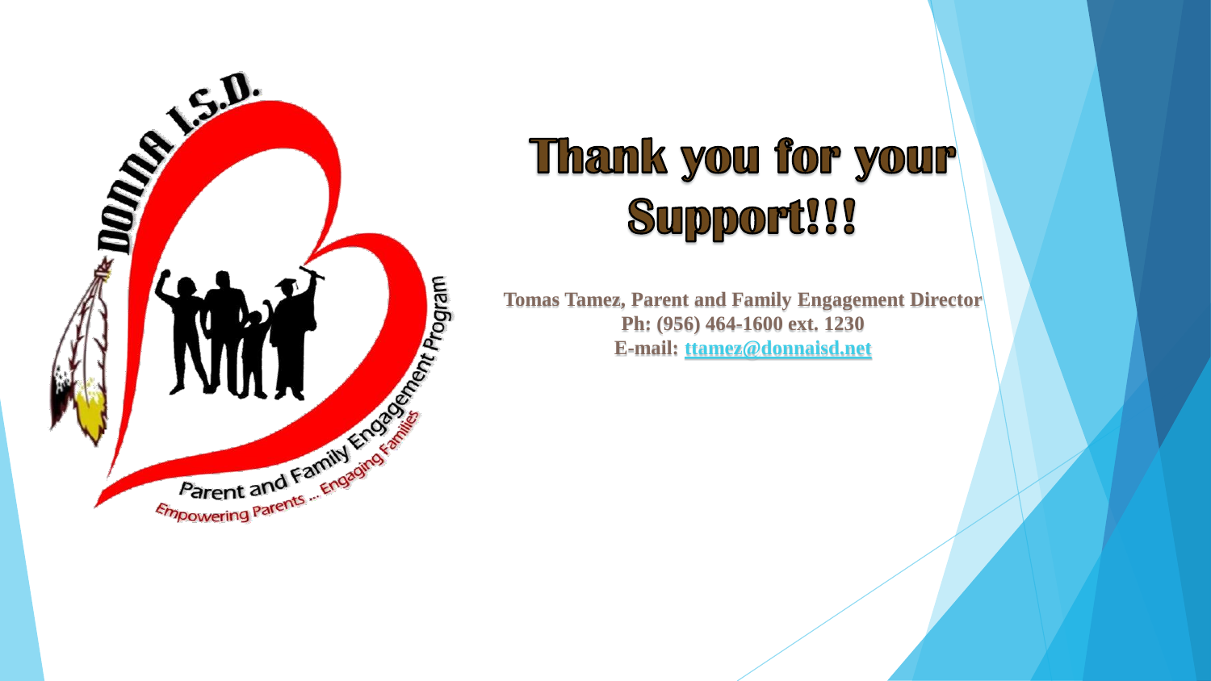# Thank you for your Support!!!

**Tomas Tamez, Parent and Family Engagement Director**
**Ph: (956) 464-1600 ext. 1230**
**E-mail: ttamez@donnaisd.net**